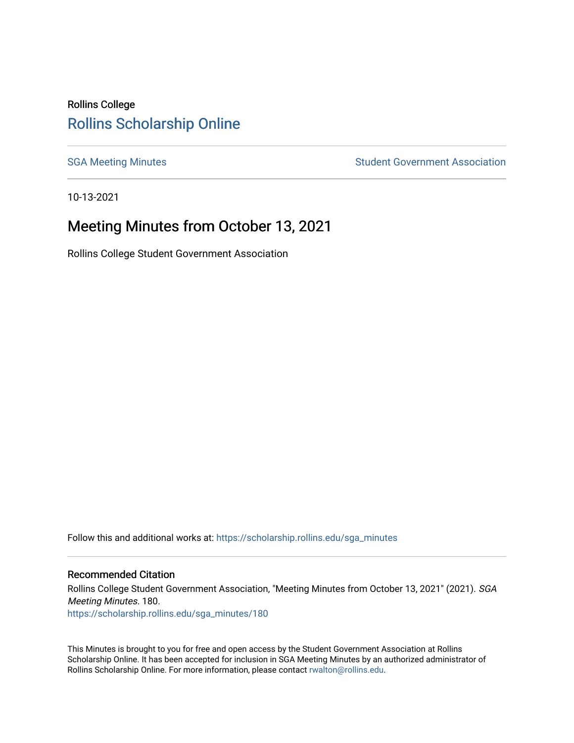Rollins College

# Rollins Scholarship Online

SGA Meeting Minutes | Student Government Association

10-13-2021

## Meeting Minutes from October 13, 2021

Rollins College Student Government Association

Follow this and additional works at: https://scholarship.rollins.edu/sga_minutes

### Recommended Citation

Rollins College Student Government Association, "Meeting Minutes from October 13, 2021" (2021). *SGA Meeting Minutes*. 180.
https://scholarship.rollins.edu/sga_minutes/180

This Minutes is brought to you for free and open access by the Student Government Association at Rollins Scholarship Online. It has been accepted for inclusion in SGA Meeting Minutes by an authorized administrator of Rollins Scholarship Online. For more information, please contact rwalton@rollins.edu.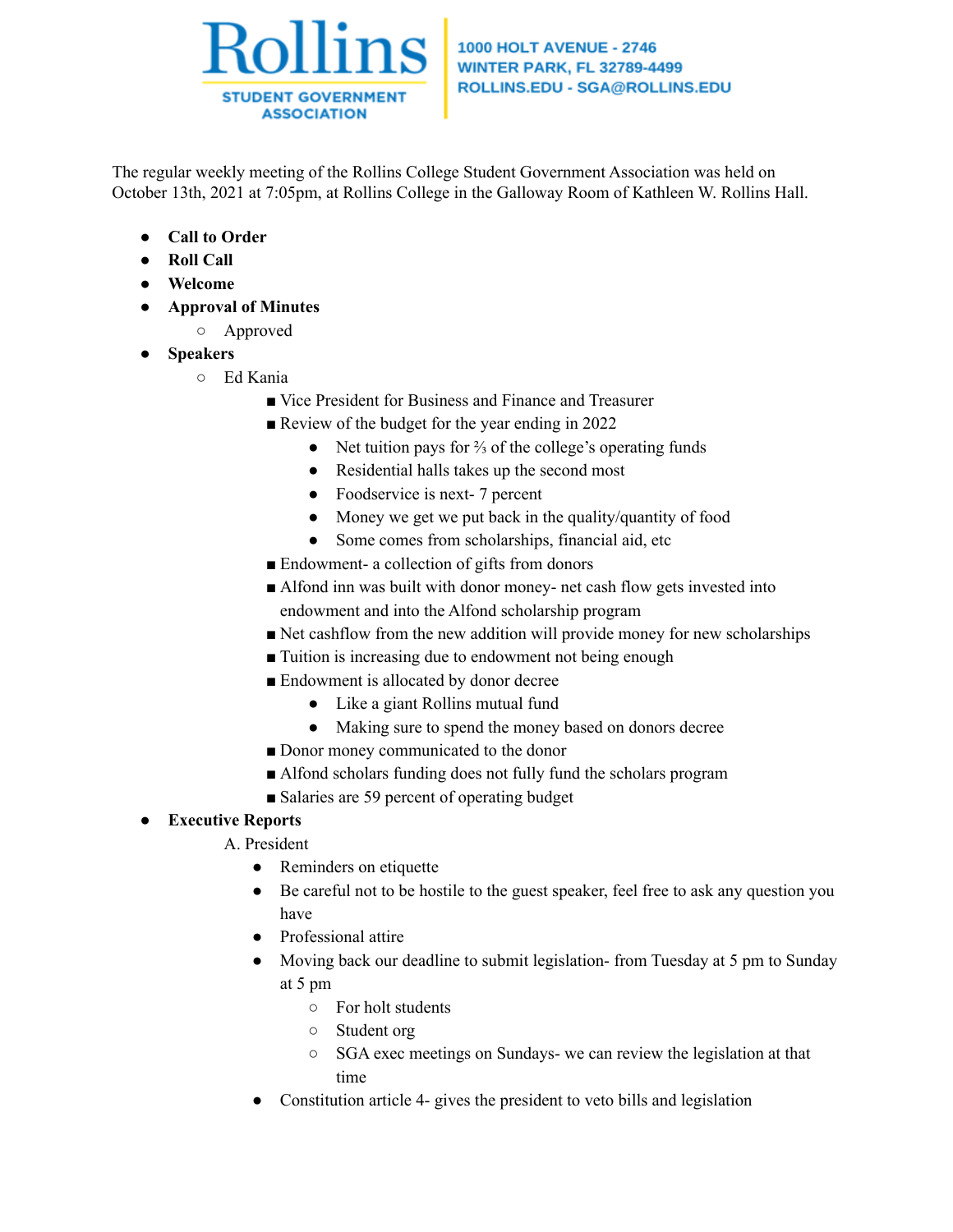Rollins STUDENT GOVERNMENT ASSOCIATION

1000 HOLT AVENUE - 2746
WINTER PARK, FL 32789-4499
ROLLINS.EDU - SGA@ROLLINS.EDU

The regular weekly meeting of the Rollins College Student Government Association was held on October 13th, 2021 at 7:05pm, at Rollins College in the Galloway Room of Kathleen W. Rollins Hall.

- **Call to Order**
- **Roll Call**
- **Welcome**
- **Approval of Minutes**
  - Approved
- **Speakers**
  - Ed Kania
    - Vice President for Business and Finance and Treasurer
    - Review of the budget for the year ending in 2022
      - Net tuition pays for ⅔ of the college's operating funds
      - Residential halls takes up the second most
      - Foodservice is next- 7 percent
      - Money we get we put back in the quality/quantity of food
      - Some comes from scholarships, financial aid, etc
    - Endowment- a collection of gifts from donors
    - Alfond inn was built with donor money- net cash flow gets invested into endowment and into the Alfond scholarship program
    - Net cashflow from the new addition will provide money for new scholarships
    - Tuition is increasing due to endowment not being enough
    - Endowment is allocated by donor decree
      - Like a giant Rollins mutual fund
      - Making sure to spend the money based on donors decree
    - Donor money communicated to the donor
    - Alfond scholars funding does not fully fund the scholars program
    - Salaries are 59 percent of operating budget
- **Executive Reports**

  A. President
    - Reminders on etiquette
    - Be careful not to be hostile to the guest speaker, feel free to ask any question you have
    - Professional attire
    - Moving back our deadline to submit legislation- from Tuesday at 5 pm to Sunday at 5 pm
      - For holt students
      - Student org
      - SGA exec meetings on Sundays- we can review the legislation at that time
    - Constitution article 4- gives the president to veto bills and legislation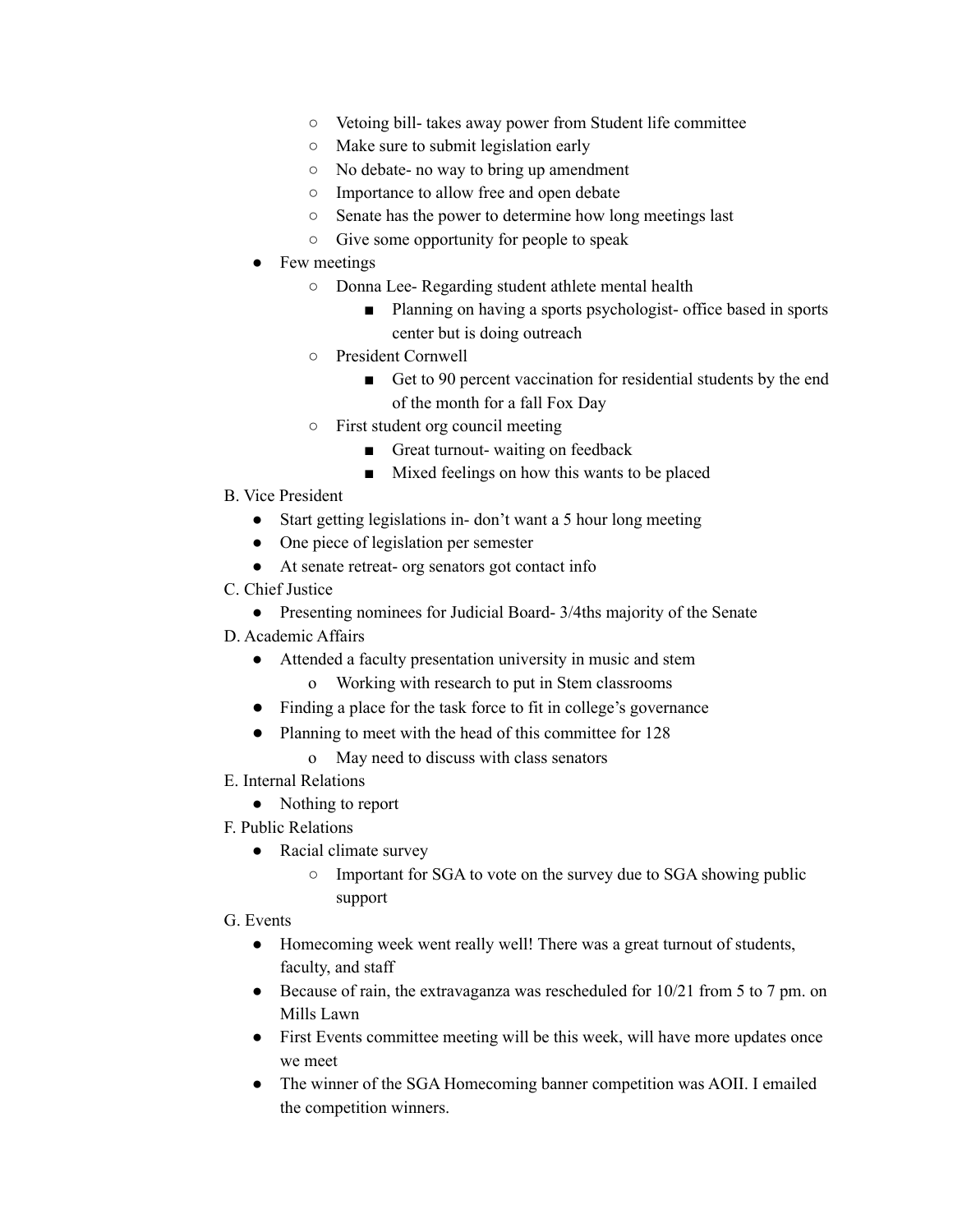- Vetoing bill- takes away power from Student life committee
- Make sure to submit legislation early
- No debate- no way to bring up amendment
- Importance to allow free and open debate
- Senate has the power to determine how long meetings last
- Give some opportunity for people to speak

- Few meetings
  - Donna Lee- Regarding student athlete mental health
    - Planning on having a sports psychologist- office based in sports center but is doing outreach
  - President Cornwell
    - Get to 90 percent vaccination for residential students by the end of the month for a fall Fox Day
  - First student org council meeting
    - Great turnout- waiting on feedback
    - Mixed feelings on how this wants to be placed

B. Vice President

- Start getting legislations in- don't want a 5 hour long meeting
- One piece of legislation per semester
- At senate retreat- org senators got contact info

C. Chief Justice

- Presenting nominees for Judicial Board- 3/4ths majority of the Senate

D. Academic Affairs

- Attended a faculty presentation university in music and stem
  - Working with research to put in Stem classrooms
- Finding a place for the task force to fit in college's governance
- Planning to meet with the head of this committee for 128
  - May need to discuss with class senators

E. Internal Relations

- Nothing to report

F. Public Relations

- Racial climate survey
  - Important for SGA to vote on the survey due to SGA showing public support

G. Events

- Homecoming week went really well! There was a great turnout of students, faculty, and staff
- Because of rain, the extravaganza was rescheduled for 10/21 from 5 to 7 pm. on Mills Lawn
- First Events committee meeting will be this week, will have more updates once we meet
- The winner of the SGA Homecoming banner competition was AOII. I emailed the competition winners.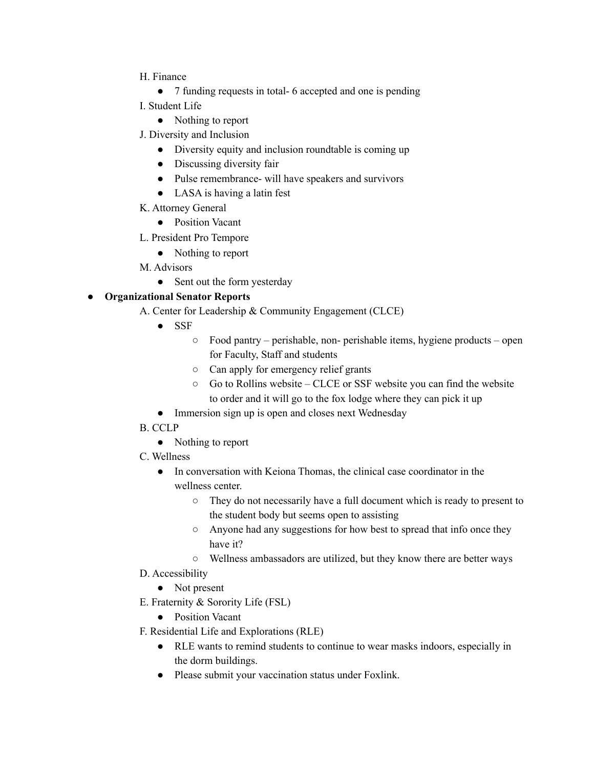H. Finance

- 7 funding requests in total- 6 accepted and one is pending

I. Student Life

- Nothing to report

J. Diversity and Inclusion

- Diversity equity and inclusion roundtable is coming up
- Discussing diversity fair
- Pulse remembrance- will have speakers and survivors
- LASA is having a latin fest

K. Attorney General

- Position Vacant

L. President Pro Tempore

- Nothing to report

M. Advisors

- Sent out the form yesterday

- **Organizational Senator Reports**

A. Center for Leadership & Community Engagement (CLCE)

- SSF
  - Food pantry – perishable, non- perishable items, hygiene products – open for Faculty, Staff and students
  - Can apply for emergency relief grants
  - Go to Rollins website – CLCE or SSF website you can find the website to order and it will go to the fox lodge where they can pick it up
- Immersion sign up is open and closes next Wednesday

B. CCLP

- Nothing to report

C. Wellness

- In conversation with Keiona Thomas, the clinical case coordinator in the wellness center.
  - They do not necessarily have a full document which is ready to present to the student body but seems open to assisting
  - Anyone had any suggestions for how best to spread that info once they have it?
  - Wellness ambassadors are utilized, but they know there are better ways

D. Accessibility

- Not present

E. Fraternity & Sorority Life (FSL)

- Position Vacant

F. Residential Life and Explorations (RLE)

- RLE wants to remind students to continue to wear masks indoors, especially in the dorm buildings.
- Please submit your vaccination status under Foxlink.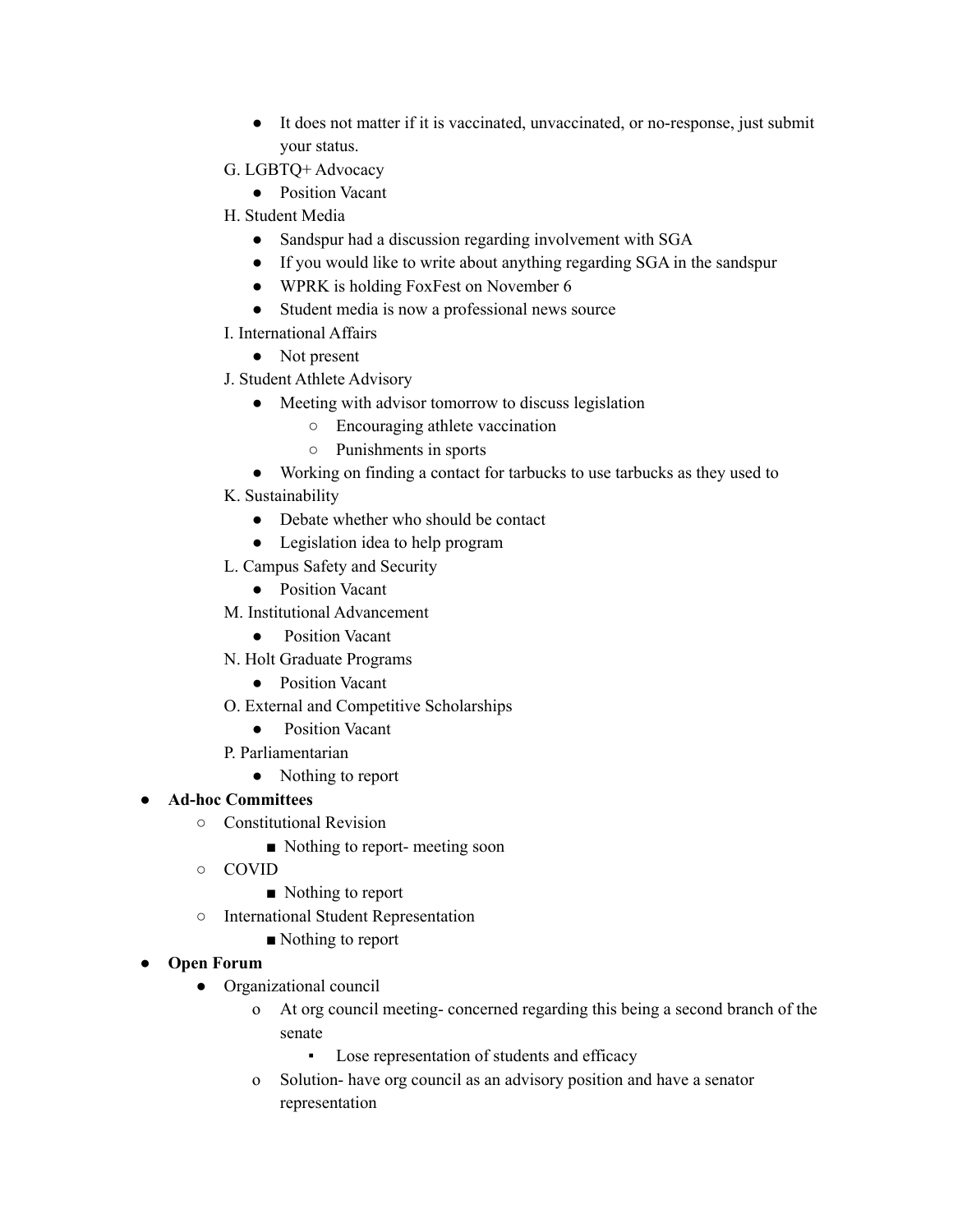- It does not matter if it is vaccinated, unvaccinated, or no-response, just submit your status.

G. LGBTQ+ Advocacy
  - Position Vacant

H. Student Media
  - Sandspur had a discussion regarding involvement with SGA
  - If you would like to write about anything regarding SGA in the sandspur
  - WPRK is holding FoxFest on November 6
  - Student media is now a professional news source

I. International Affairs
  - Not present

J. Student Athlete Advisory
  - Meeting with advisor tomorrow to discuss legislation
    - Encouraging athlete vaccination
    - Punishments in sports
  - Working on finding a contact for tarbucks to use tarbucks as they used to

K. Sustainability
  - Debate whether who should be contact
  - Legislation idea to help program

L. Campus Safety and Security
  - Position Vacant

M. Institutional Advancement
  - Position Vacant

N. Holt Graduate Programs
  - Position Vacant

O. External and Competitive Scholarships
  - Position Vacant

P. Parliamentarian
  - Nothing to report

- **Ad-hoc Committees**
  - Constitutional Revision
    - Nothing to report- meeting soon
  - COVID
    - Nothing to report
  - International Student Representation
    - Nothing to report
- **Open Forum**
  - Organizational council
    - At org council meeting- concerned regarding this being a second branch of the senate
      - Lose representation of students and efficacy
    - Solution- have org council as an advisory position and have a senator representation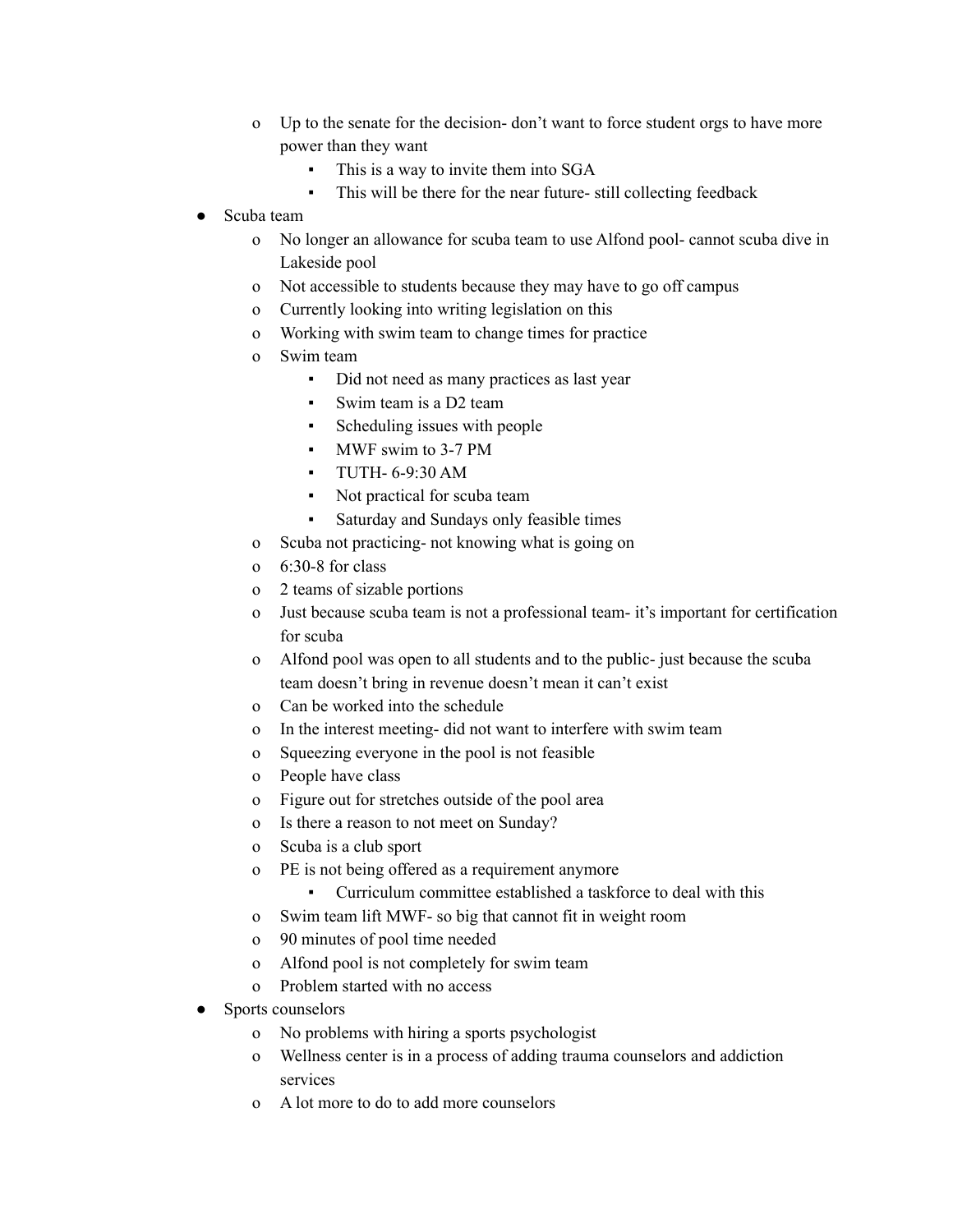- Up to the senate for the decision- don't want to force student orgs to have more power than they want
    - This is a way to invite them into SGA
    - This will be there for the near future- still collecting feedback
- Scuba team
  - No longer an allowance for scuba team to use Alfond pool- cannot scuba dive in Lakeside pool
  - Not accessible to students because they may have to go off campus
  - Currently looking into writing legislation on this
  - Working with swim team to change times for practice
  - Swim team
    - Did not need as many practices as last year
    - Swim team is a D2 team
    - Scheduling issues with people
    - MWF swim to 3-7 PM
    - TUTH- 6-9:30 AM
    - Not practical for scuba team
    - Saturday and Sundays only feasible times
  - Scuba not practicing- not knowing what is going on
  - 6:30-8 for class
  - 2 teams of sizable portions
  - Just because scuba team is not a professional team- it's important for certification for scuba
  - Alfond pool was open to all students and to the public- just because the scuba team doesn't bring in revenue doesn't mean it can't exist
  - Can be worked into the schedule
  - In the interest meeting- did not want to interfere with swim team
  - Squeezing everyone in the pool is not feasible
  - People have class
  - Figure out for stretches outside of the pool area
  - Is there a reason to not meet on Sunday?
  - Scuba is a club sport
  - PE is not being offered as a requirement anymore
    - Curriculum committee established a taskforce to deal with this
  - Swim team lift MWF- so big that cannot fit in weight room
  - 90 minutes of pool time needed
  - Alfond pool is not completely for swim team
  - Problem started with no access
- Sports counselors
  - No problems with hiring a sports psychologist
  - Wellness center is in a process of adding trauma counselors and addiction services
  - A lot more to do to add more counselors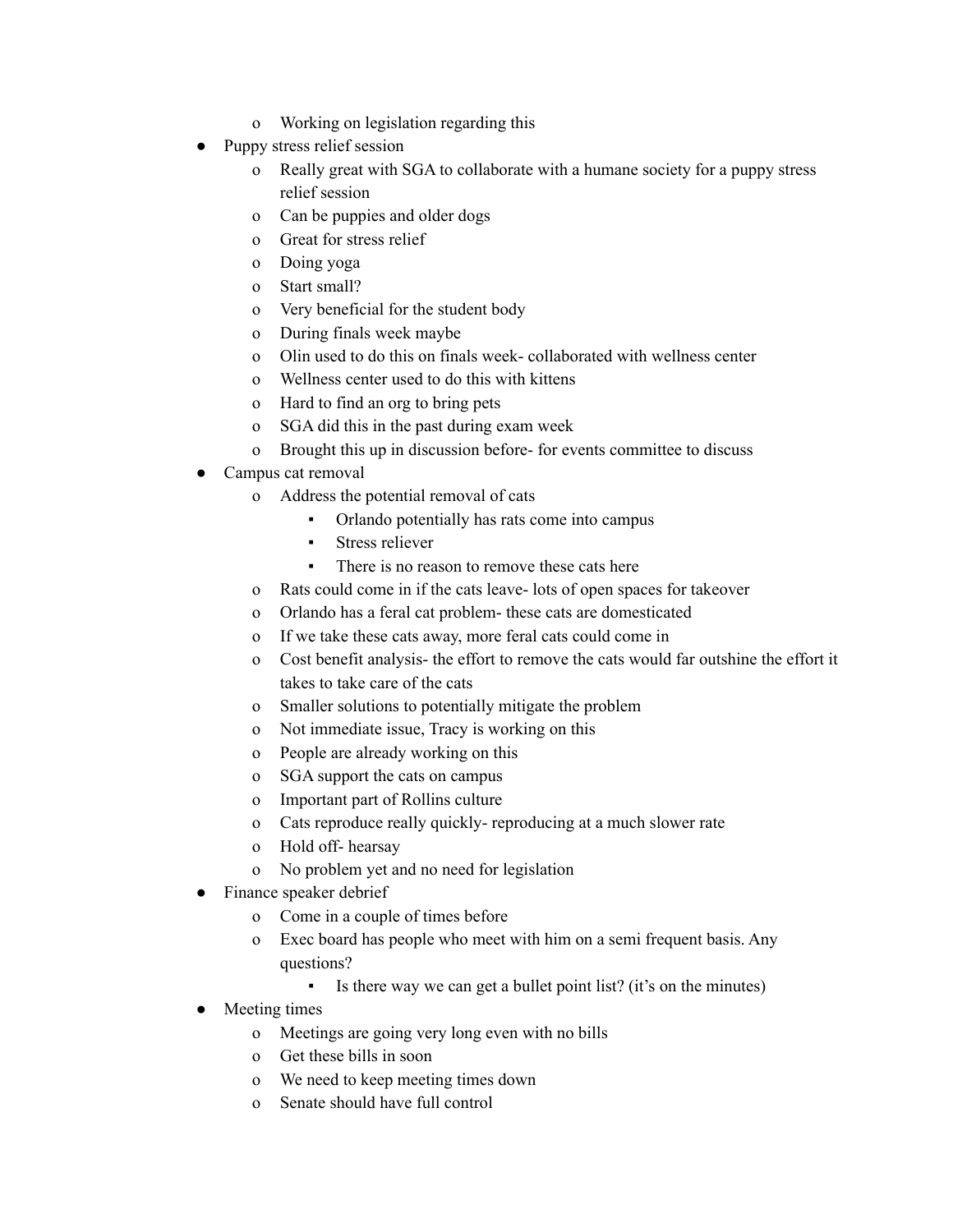- Working on legislation regarding this
- Puppy stress relief session
    - Really great with SGA to collaborate with a humane society for a puppy stress relief session
    - Can be puppies and older dogs
    - Great for stress relief
    - Doing yoga
    - Start small?
    - Very beneficial for the student body
    - During finals week maybe
    - Olin used to do this on finals week- collaborated with wellness center
    - Wellness center used to do this with kittens
    - Hard to find an org to bring pets
    - SGA did this in the past during exam week
    - Brought this up in discussion before- for events committee to discuss
- Campus cat removal
    - Address the potential removal of cats
        - Orlando potentially has rats come into campus
        - Stress reliever
        - There is no reason to remove these cats here
    - Rats could come in if the cats leave- lots of open spaces for takeover
    - Orlando has a feral cat problem- these cats are domesticated
    - If we take these cats away, more feral cats could come in
    - Cost benefit analysis- the effort to remove the cats would far outshine the effort it takes to take care of the cats
    - Smaller solutions to potentially mitigate the problem
    - Not immediate issue, Tracy is working on this
    - People are already working on this
    - SGA support the cats on campus
    - Important part of Rollins culture
    - Cats reproduce really quickly- reproducing at a much slower rate
    - Hold off- hearsay
    - No problem yet and no need for legislation
- Finance speaker debrief
    - Come in a couple of times before
    - Exec board has people who meet with him on a semi frequent basis. Any questions?
        - Is there way we can get a bullet point list? (it's on the minutes)
- Meeting times
    - Meetings are going very long even with no bills
    - Get these bills in soon
    - We need to keep meeting times down
    - Senate should have full control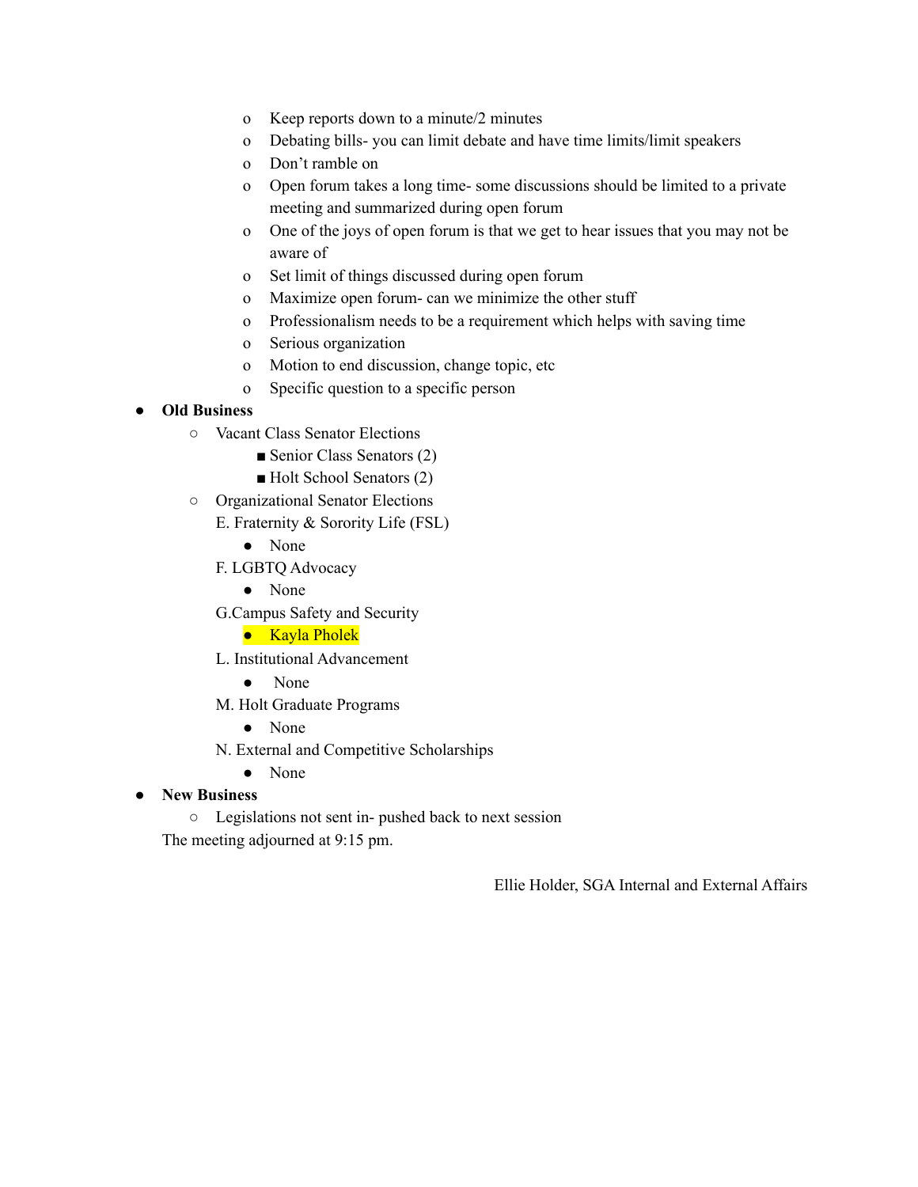- Keep reports down to a minute/2 minutes
- Debating bills- you can limit debate and have time limits/limit speakers
- Don't ramble on
- Open forum takes a long time- some discussions should be limited to a private meeting and summarized during open forum
- One of the joys of open forum is that we get to hear issues that you may not be aware of
- Set limit of things discussed during open forum
- Maximize open forum- can we minimize the other stuff
- Professionalism needs to be a requirement which helps with saving time
- Serious organization
- Motion to end discussion, change topic, etc
- Specific question to a specific person

- **Old Business**
  - Vacant Class Senator Elections
    - Senior Class Senators (2)
    - Holt School Senators (2)
  - Organizational Senator Elections

    E. Fraternity & Sorority Life (FSL)
    - None

    F. LGBTQ Advocacy
    - None

    G. Campus Safety and Security
    - Kayla Pholek

    L. Institutional Advancement
    - None

    M. Holt Graduate Programs
    - None

    N. External and Competitive Scholarships
    - None
- **New Business**
  - Legislations not sent in- pushed back to next session

The meeting adjourned at 9:15 pm.

Ellie Holder, SGA Internal and External Affairs